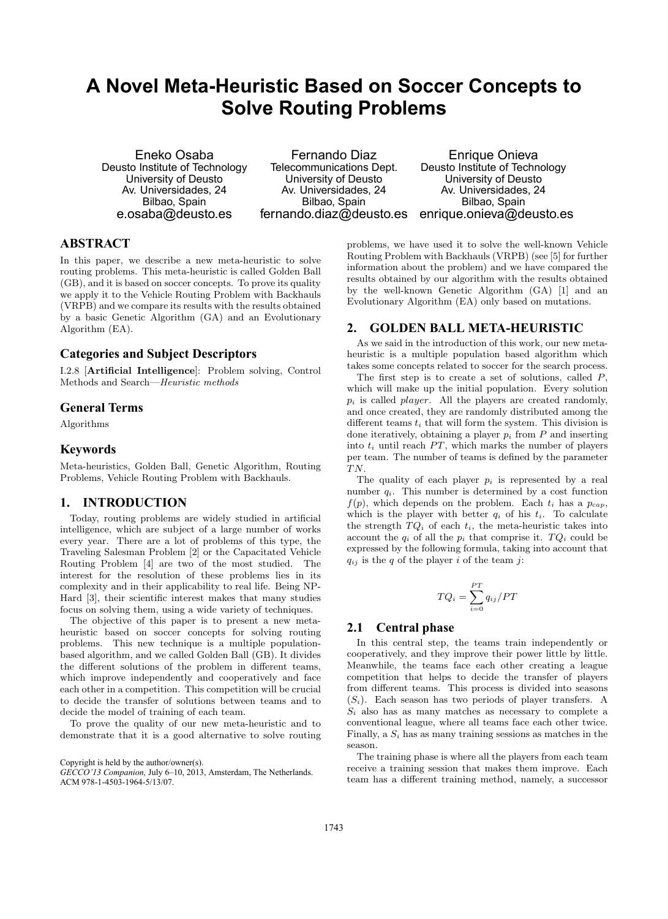# A Novel Meta-Heuristic Based on Soccer Concepts to Solve Routing Problems

Eneko Osaba
Deusto Institute of Technology
University of Deusto
Av. Universidades, 24
Bilbao, Spain
e.osaba@deusto.es

Fernando Diaz
Telecommunications Dept.
University of Deusto
Av. Universidades, 24
Bilbao, Spain
fernando.diaz@deusto.es

Enrique Onieva
Deusto Institute of Technology
University of Deusto
Av. Universidades, 24
Bilbao, Spain
enrique.onieva@deusto.es

## ABSTRACT

In this paper, we describe a new meta-heuristic to solve routing problems. This meta-heuristic is called Golden Ball (GB), and it is based on soccer concepts. To prove its quality we apply it to the Vehicle Routing Problem with Backhauls (VRPB) and we compare its results with the results obtained by a basic Genetic Algorithm (GA) and an Evolutionary Algorithm (EA).

### Categories and Subject Descriptors

I.2.8 [**Artificial Intelligence**]: Problem solving, Control Methods and Search—*Heuristic methods*

### General Terms

Algorithms

### Keywords

Meta-heuristics, Golden Ball, Genetic Algorithm, Routing Problems, Vehicle Routing Problem with Backhauls.

## 1. INTRODUCTION

Today, routing problems are widely studied in artificial intelligence, which are subject of a large number of works every year. There are a lot of problems of this type, the Traveling Salesman Problem [2] or the Capacitated Vehicle Routing Problem [4] are two of the most studied. The interest for the resolution of these problems lies in its complexity and in their applicability to real life. Being NP-Hard [3], their scientific interest makes that many studies focus on solving them, using a wide variety of techniques.

The objective of this paper is to present a new meta-heuristic based on soccer concepts for solving routing problems. This new technique is a multiple population-based algorithm, and we called Golden Ball (GB). It divides the different solutions of the problem in different teams, which improve independently and cooperatively and face each other in a competition. This competition will be crucial to decide the transfer of solutions between teams and to decide the model of training of each team.

To prove the quality of our new meta-heuristic and to demonstrate that it is a good alternative to solve routing problems, we have used it to solve the well-known Vehicle Routing Problem with Backhauls (VRPB) (see [5] for further information about the problem) and we have compared the results obtained by our algorithm with the results obtained by the well-known Genetic Algorithm (GA) [1] and an Evolutionary Algorithm (EA) only based on mutations.

Copyright is held by the author/owner(s).
*GECCO'13 Companion,* July 6–10, 2013, Amsterdam, The Netherlands.
ACM 978-1-4503-1964-5/13/07.

## 2. GOLDEN BALL META-HEURISTIC

As we said in the introduction of this work, our new meta-heuristic is a multiple population based algorithm which takes some concepts related to soccer for the search process.

The first step is to create a set of solutions, called $P$, which will make up the initial population. Every solution $p_i$ is called *player*. All the players are created randomly, and once created, they are randomly distributed among the different teams $t_i$ that will form the system. This division is done iteratively, obtaining a player $p_i$ from $P$ and inserting into $t_i$ until reach $PT$, which marks the number of players per team. The number of teams is defined by the parameter $TN$.

The quality of each player $p_i$ is represented by a real number $q_i$. This number is determined by a cost function $f(p)$, which depends on the problem. Each $t_i$ has a $p_{cap}$, which is the player with better $q_i$ of his $t_i$. To calculate the strength $TQ_i$ of each $t_i$, the meta-heuristic takes into account the $q_i$ of all the $p_i$ that comprise it. $TQ_i$ could be expressed by the following formula, taking into account that $q_{ij}$ is the $q$ of the player $i$ of the team $j$:

$$TQ_i = \sum_{i=0}^{PT} q_{ij}/PT$$

### 2.1 Central phase

In this central step, the teams train independently or cooperatively, and they improve their power little by little. Meanwhile, the teams face each other creating a league competition that helps to decide the transfer of players from different teams. This process is divided into seasons ($S_i$). Each season has two periods of player transfers. A $S_i$ also has as many matches as necessary to complete a conventional league, where all teams face each other twice. Finally, a $S_i$ has as many training sessions as matches in the season.

The training phase is where all the players from each team receive a training session that makes them improve. Each team has a different training method, namely, a successor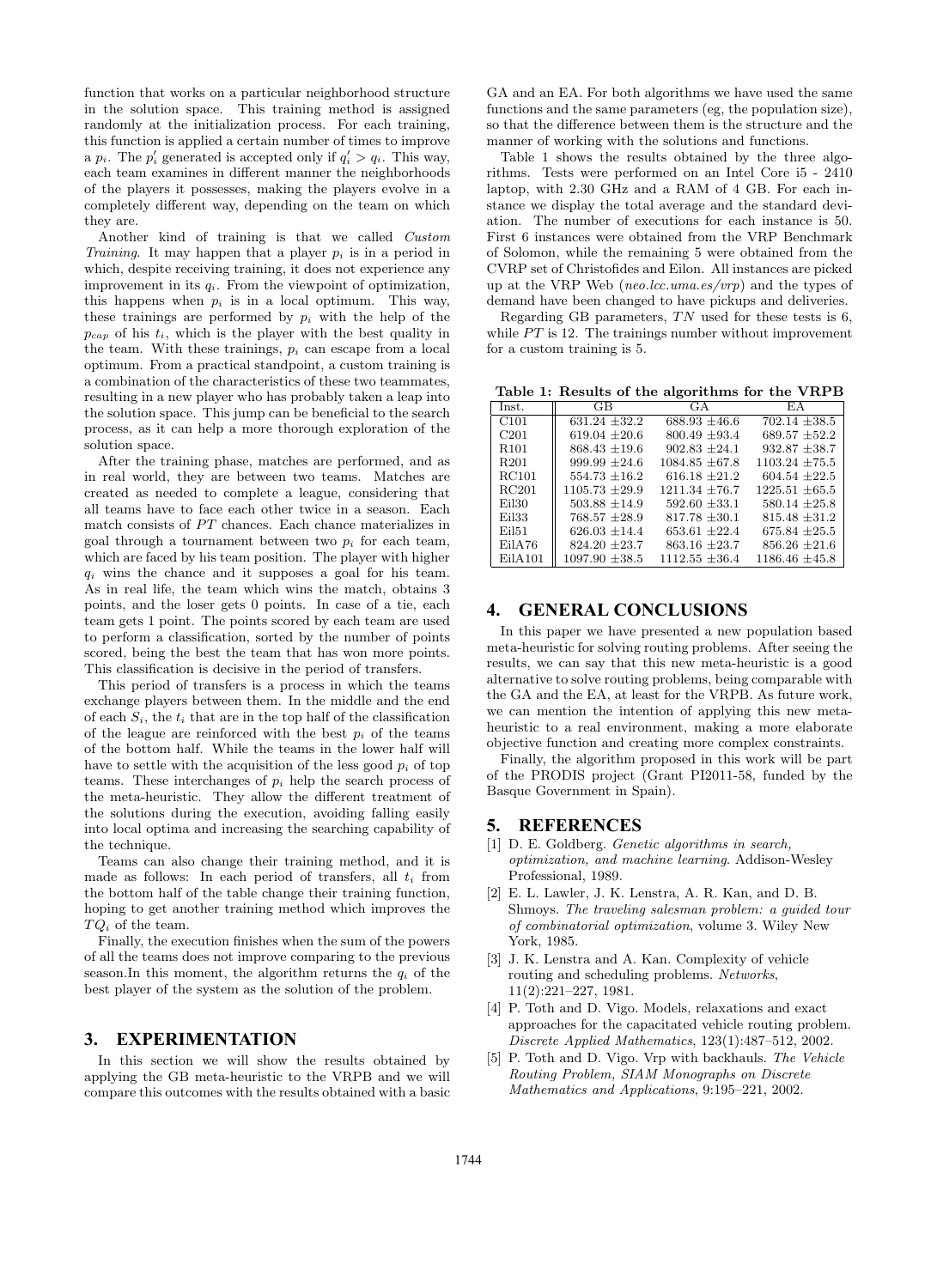function that works on a particular neighborhood structure in the solution space. This training method is assigned randomly at the initialization process. For each training, this function is applied a certain number of times to improve a $p_i$. The $p'_i$ generated is accepted only if $q'_i > q_i$. This way, each team examines in different manner the neighborhoods of the players it possesses, making the players evolve in a completely different way, depending on the team on which they are.

Another kind of training is that we called *Custom Training*. It may happen that a player $p_i$ is in a period in which, despite receiving training, it does not experience any improvement in its $q_i$. From the viewpoint of optimization, this happens when $p_i$ is in a local optimum. This way, these trainings are performed by $p_i$ with the help of the $p_{cap}$ of his $t_i$, which is the player with the best quality in the team. With these trainings, $p_i$ can escape from a local optimum. From a practical standpoint, a custom training is a combination of the characteristics of these two teammates, resulting in a new player who has probably taken a leap into the solution space. This jump can be beneficial to the search process, as it can help a more thorough exploration of the solution space.

After the training phase, matches are performed, and as in real world, they are between two teams. Matches are created as needed to complete a league, considering that all teams have to face each other twice in a season. Each match consists of $PT$ chances. Each chance materializes in goal through a tournament between two $p_i$ for each team, which are faced by his team position. The player with higher $q_i$ wins the chance and it supposes a goal for his team. As in real life, the team which wins the match, obtains 3 points, and the loser gets 0 points. In case of a tie, each team gets 1 point. The points scored by each team are used to perform a classification, sorted by the number of points scored, being the best the team that has won more points. This classification is decisive in the period of transfers.

This period of transfers is a process in which the teams exchange players between them. In the middle and the end of each $S_i$, the $t_i$ that are in the top half of the classification of the league are reinforced with the best $p_i$ of the teams of the bottom half. While the teams in the lower half will have to settle with the acquisition of the less good $p_i$ of top teams. These interchanges of $p_i$ help the search process of the meta-heuristic. They allow the different treatment of the solutions during the execution, avoiding falling easily into local optima and increasing the searching capability of the technique.

Teams can also change their training method, and it is made as follows: In each period of transfers, all $t_i$ from the bottom half of the table change their training function, hoping to get another training method which improves the $TQ_i$ of the team.

Finally, the execution finishes when the sum of the powers of all the teams does not improve comparing to the previous season.In this moment, the algorithm returns the $q_i$ of the best player of the system as the solution of the problem.

## 3. EXPERIMENTATION

In this section we will show the results obtained by applying the GB meta-heuristic to the VRPB and we will compare this outcomes with the results obtained with a basic GA and an EA. For both algorithms we have used the same functions and the same parameters (eg, the population size), so that the difference between them is the structure and the manner of working with the solutions and functions.

Table 1 shows the results obtained by the three algorithms. Tests were performed on an Intel Core i5 - 2410 laptop, with 2.30 GHz and a RAM of 4 GB. For each instance we display the total average and the standard deviation. The number of executions for each instance is 50. First 6 instances were obtained from the VRP Benchmark of Solomon, while the remaining 5 were obtained from the CVRP set of Christofides and Eilon. All instances are picked up at the VRP Web (*neo.lcc.uma.es/vrp*) and the types of demand have been changed to have pickups and deliveries.

Regarding GB parameters, $TN$ used for these tests is 6, while $PT$ is 12. The trainings number without improvement for a custom training is 5.

**Table 1: Results of the algorithms for the VRPB**

| Inst. | GB | GA | EA |
|---|---|---|---|
| C101 | 631.24 ±32.2 | 688.93 ±46.6 | 702.14 ±38.5 |
| C201 | 619.04 ±20.6 | 800.49 ±93.4 | 689.57 ±52.2 |
| R101 | 868.43 ±19.6 | 902.83 ±24.1 | 932.87 ±38.7 |
| R201 | 999.99 ±24.6 | 1084.85 ±67.8 | 1103.24 ±75.5 |
| RC101 | 554.73 ±16.2 | 616.18 ±21.2 | 604.54 ±22.5 |
| RC201 | 1105.73 ±29.9 | 1211.34 ±76.7 | 1225.51 ±65.5 |
| Eil30 | 503.88 ±14.9 | 592.60 ±33.1 | 580.14 ±25.8 |
| Eil33 | 768.57 ±28.9 | 817.78 ±30.1 | 815.48 ±31.2 |
| Eil51 | 626.03 ±14.4 | 653.61 ±22.4 | 675.84 ±25.5 |
| EilA76 | 824.20 ±23.7 | 863.16 ±23.7 | 856.26 ±21.6 |
| EilA101 | 1097.90 ±38.5 | 1112.55 ±36.4 | 1186.46 ±45.8 |

## 4. GENERAL CONCLUSIONS

In this paper we have presented a new population based meta-heuristic for solving routing problems. After seeing the results, we can say that this new meta-heuristic is a good alternative to solve routing problems, being comparable with the GA and the EA, at least for the VRPB. As future work, we can mention the intention of applying this new meta-heuristic to a real environment, making a more elaborate objective function and creating more complex constraints.

Finally, the algorithm proposed in this work will be part of the PRODIS project (Grant PI2011-58, funded by the Basque Government in Spain).

## 5. REFERENCES

[1] D. E. Goldberg. *Genetic algorithms in search, optimization, and machine learning*. Addison-Wesley Professional, 1989.

[2] E. L. Lawler, J. K. Lenstra, A. R. Kan, and D. B. Shmoys. *The traveling salesman problem: a guided tour of combinatorial optimization*, volume 3. Wiley New York, 1985.

[3] J. K. Lenstra and A. Kan. Complexity of vehicle routing and scheduling problems. *Networks*, 11(2):221–227, 1981.

[4] P. Toth and D. Vigo. Models, relaxations and exact approaches for the capacitated vehicle routing problem. *Discrete Applied Mathematics*, 123(1):487–512, 2002.

[5] P. Toth and D. Vigo. Vrp with backhauls. *The Vehicle Routing Problem, SIAM Monographs on Discrete Mathematics and Applications*, 9:195–221, 2002.